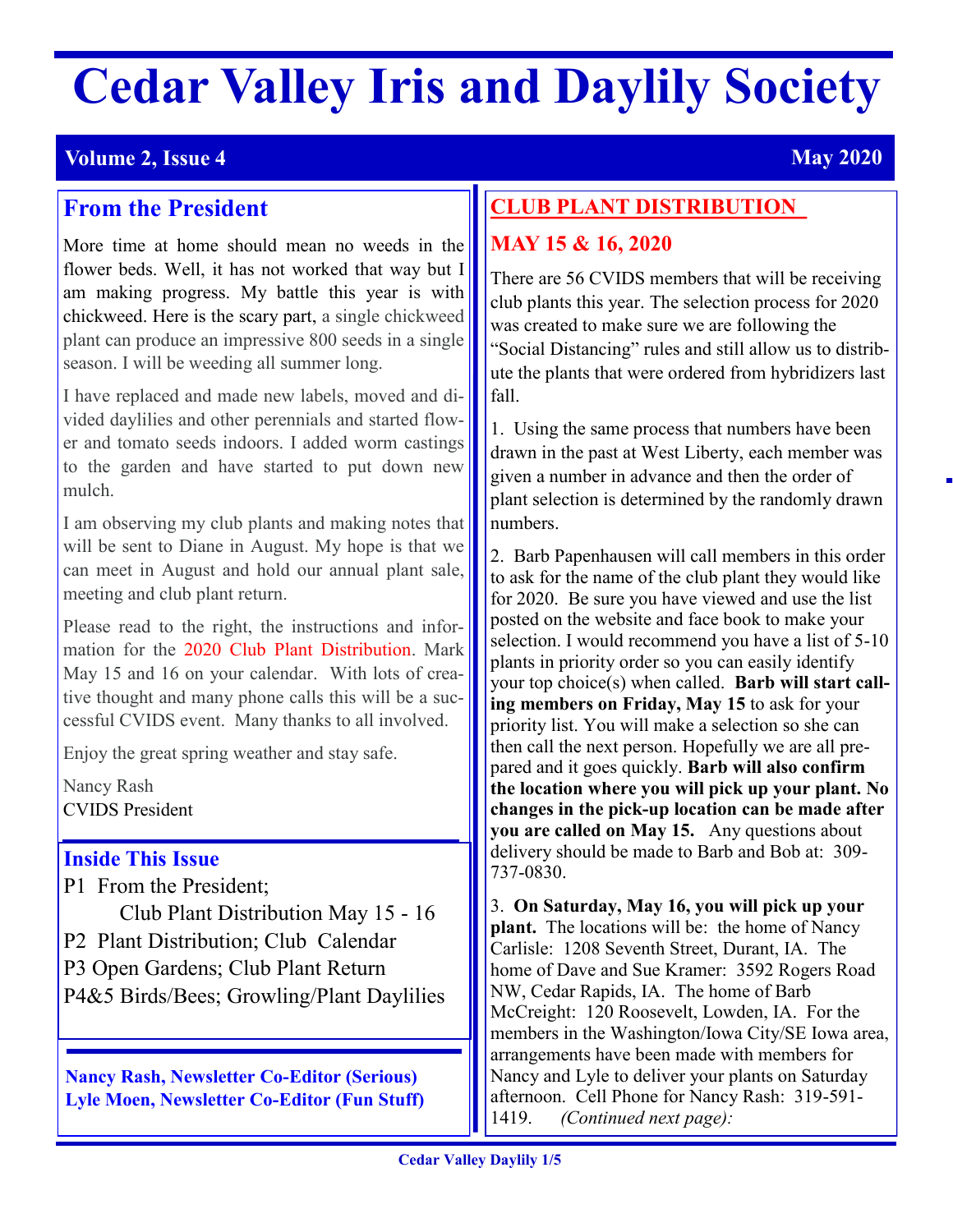# Cedar Valley Iris and Daylily Society

**Volume 2, Issue 4** **May 2020**

## From the President

More time at home should mean no weeds in the flower beds. Well, it has not worked that way but I am making progress. My battle this year is with chickweed. Here is the scary part, a single chickweed plant can produce an impressive 800 seeds in a single season. I will be weeding all summer long.

I have replaced and made new labels, moved and divided daylilies and other perennials and started flower and tomato seeds indoors. I added worm castings to the garden and have started to put down new mulch.

I am observing my club plants and making notes that will be sent to Diane in August. My hope is that we can meet in August and hold our annual plant sale, meeting and club plant return.

Please read to the right, the instructions and information for the 2020 Club Plant Distribution. Mark May 15 and 16 on your calendar. With lots of creative thought and many phone calls this will be a successful CVIDS event. Many thanks to all involved.

Enjoy the great spring weather and stay safe.

Nancy Rash
CVIDS President

### Inside This Issue

P1 From the President;
Club Plant Distribution May 15 - 16
P2 Plant Distribution; Club Calendar
P3 Open Gardens; Club Plant Return
P4&5 Birds/Bees; Growling/Plant Daylilies

**Nancy Rash, Newsletter Co-Editor (Serious)**
**Lyle Moen, Newsletter Co-Editor (Fun Stuff)**

## CLUB PLANT DISTRIBUTION

## MAY 15 & 16, 2020

There are 56 CVIDS members that will be receiving club plants this year. The selection process for 2020 was created to make sure we are following the "Social Distancing" rules and still allow us to distribute the plants that were ordered from hybridizers last fall.

1. Using the same process that numbers have been drawn in the past at West Liberty, each member was given a number in advance and then the order of plant selection is determined by the randomly drawn numbers.

2. Barb Papenhausen will call members in this order to ask for the name of the club plant they would like for 2020. Be sure you have viewed and use the list posted on the website and face book to make your selection. I would recommend you have a list of 5-10 plants in priority order so you can easily identify your top choice(s) when called. **Barb will start calling members on Friday, May 15** to ask for your priority list. You will make a selection so she can then call the next person. Hopefully we are all prepared and it goes quickly. **Barb will also confirm the location where you will pick up your plant. No changes in the pick-up location can be made after you are called on May 15.** Any questions about delivery should be made to Barb and Bob at: 309-737-0830.

3. **On Saturday, May 16, you will pick up your plant.** The locations will be: the home of Nancy Carlisle: 1208 Seventh Street, Durant, IA. The home of Dave and Sue Kramer: 3592 Rogers Road NW, Cedar Rapids, IA. The home of Barb McCreight: 120 Roosevelt, Lowden, IA. For the members in the Washington/Iowa City/SE Iowa area, arrangements have been made with members for Nancy and Lyle to deliver your plants on Saturday afternoon. Cell Phone for Nancy Rash: 319-591-1419. *(Continued next page):*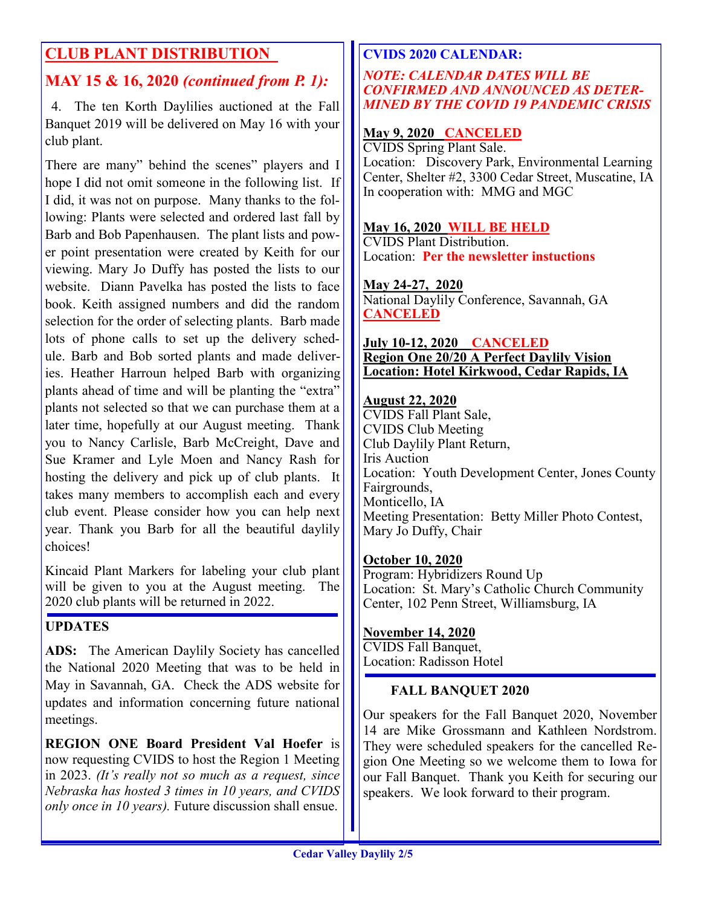## CLUB PLANT DISTRIBUTION

## MAY 15 & 16, 2020 *(continued from P. 1):*

4. The ten Korth Daylilies auctioned at the Fall Banquet 2019 will be delivered on May 16 with your club plant.

There are many" behind the scenes" players and I hope I did not omit someone in the following list. If I did, it was not on purpose. Many thanks to the following: Plants were selected and ordered last fall by Barb and Bob Papenhausen. The plant lists and power point presentation were created by Keith for our viewing. Mary Jo Duffy has posted the lists to our website. Diann Pavelka has posted the lists to face book. Keith assigned numbers and did the random selection for the order of selecting plants. Barb made lots of phone calls to set up the delivery schedule. Barb and Bob sorted plants and made deliveries. Heather Harroun helped Barb with organizing plants ahead of time and will be planting the "extra" plants not selected so that we can purchase them at a later time, hopefully at our August meeting. Thank you to Nancy Carlisle, Barb McCreight, Dave and Sue Kramer and Lyle Moen and Nancy Rash for hosting the delivery and pick up of club plants. It takes many members to accomplish each and every club event. Please consider how you can help next year. Thank you Barb for all the beautiful daylily choices!

Kincaid Plant Markers for labeling your club plant will be given to you at the August meeting. The 2020 club plants will be returned in 2022.

### UPDATES

**ADS:** The American Daylily Society has cancelled the National 2020 Meeting that was to be held in May in Savannah, GA. Check the ADS website for updates and information concerning future national meetings.

**REGION ONE Board President Val Hoefer** is now requesting CVIDS to host the Region 1 Meeting in 2023. *(It's really not so much as a request, since Nebraska has hosted 3 times in 10 years, and CVIDS only once in 10 years).* Future discussion shall ensue.

### CVIDS 2020 CALENDAR:

***NOTE: CALENDAR DATES WILL BE CONFIRMED AND ANNOUNCED AS DETERMINED BY THE COVID 19 PANDEMIC CRISIS***

**May 9, 2020 CANCELED**
CVIDS Spring Plant Sale.
Location: Discovery Park, Environmental Learning Center, Shelter #2, 3300 Cedar Street, Muscatine, IA
In cooperation with: MMG and MGC

**May 16, 2020 WILL BE HELD**
CVIDS Plant Distribution.
Location: **Per the newsletter instuctions**

**May 24-27, 2020**
National Daylily Conference, Savannah, GA
**CANCELED**

**July 10-12, 2020 CANCELED**
**Region One 20/20 A Perfect Daylily Vision**
**Location: Hotel Kirkwood, Cedar Rapids, IA**

**August 22, 2020**
CVIDS Fall Plant Sale,
CVIDS Club Meeting
Club Daylily Plant Return,
Iris Auction
Location: Youth Development Center, Jones County Fairgrounds,
Monticello, IA
Meeting Presentation: Betty Miller Photo Contest, Mary Jo Duffy, Chair

**October 10, 2020**
Program: Hybridizers Round Up
Location: St. Mary's Catholic Church Community Center, 102 Penn Street, Williamsburg, IA

**November 14, 2020**
CVIDS Fall Banquet,
Location: Radisson Hotel

### FALL BANQUET 2020

Our speakers for the Fall Banquet 2020, November 14 are Mike Grossmann and Kathleen Nordstrom. They were scheduled speakers for the cancelled Region One Meeting so we welcome them to Iowa for our Fall Banquet. Thank you Keith for securing our speakers. We look forward to their program.